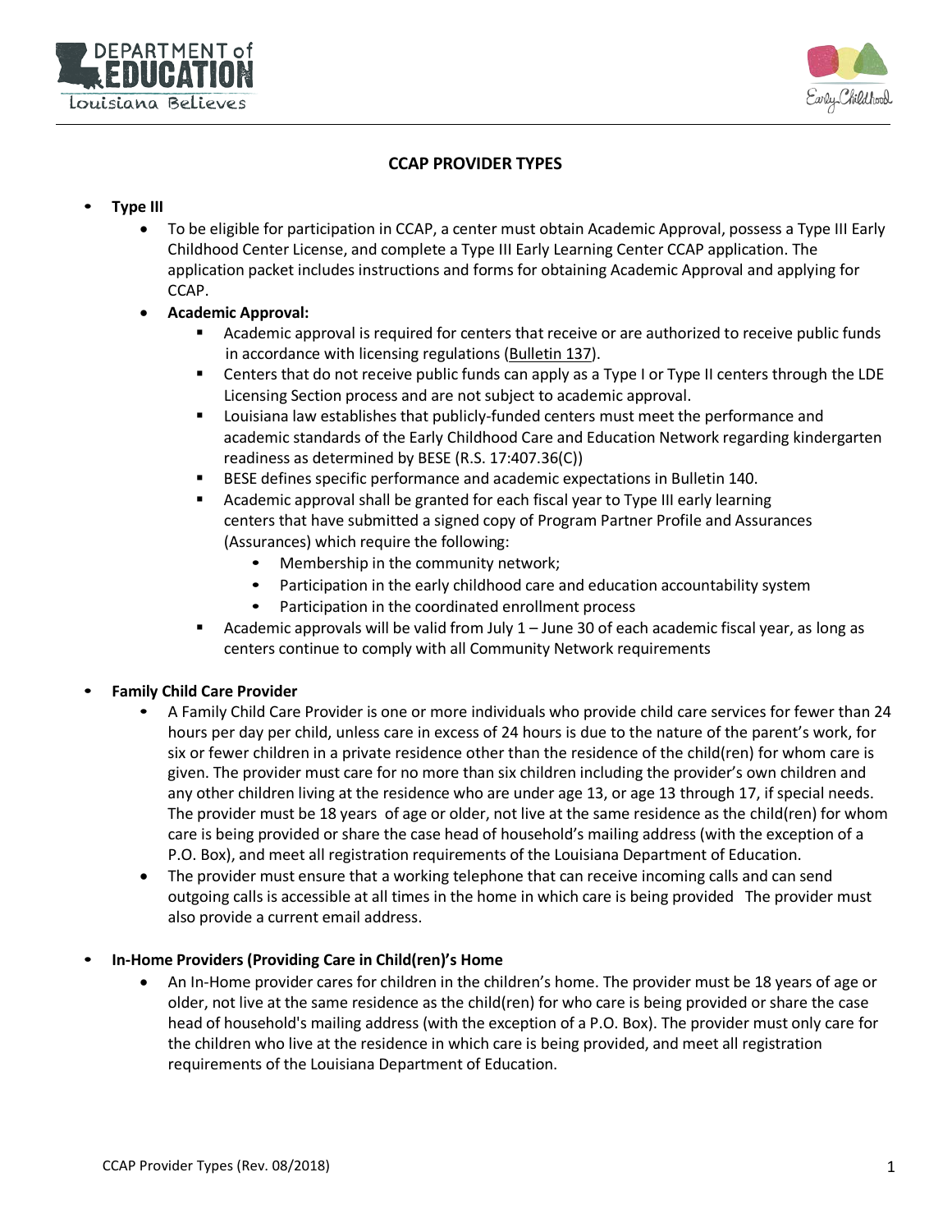# CCAP PROVIDER TYPES

- **Type III**
  - To be eligible for participation in CCAP, a center must obtain Academic Approval, possess a Type III Early Childhood Center License, and complete a Type III Early Learning Center CCAP application. The application packet includes instructions and forms for obtaining Academic Approval and applying for CCAP.
  - **Academic Approval:**
    - Academic approval is required for centers that receive or are authorized to receive public funds in accordance with licensing regulations (Bulletin 137).
    - Centers that do not receive public funds can apply as a Type I or Type II centers through the LDE Licensing Section process and are not subject to academic approval.
    - Louisiana law establishes that publicly-funded centers must meet the performance and academic standards of the Early Childhood Care and Education Network regarding kindergarten readiness as determined by BESE (R.S. 17:407.36(C))
    - BESE defines specific performance and academic expectations in Bulletin 140.
    - Academic approval shall be granted for each fiscal year to Type III early learning centers that have submitted a signed copy of Program Partner Profile and Assurances (Assurances) which require the following:
      - Membership in the community network;
      - Participation in the early childhood care and education accountability system
      - Participation in the coordinated enrollment process
    - Academic approvals will be valid from July 1 – June 30 of each academic fiscal year, as long as centers continue to comply with all Community Network requirements

- **Family Child Care Provider**
  - A Family Child Care Provider is one or more individuals who provide child care services for fewer than 24 hours per day per child, unless care in excess of 24 hours is due to the nature of the parent's work, for six or fewer children in a private residence other than the residence of the child(ren) for whom care is given. The provider must care for no more than six children including the provider's own children and any other children living at the residence who are under age 13, or age 13 through 17, if special needs. The provider must be 18 years of age or older, not live at the same residence as the child(ren) for whom care is being provided or share the case head of household's mailing address (with the exception of a P.O. Box), and meet all registration requirements of the Louisiana Department of Education.
  - The provider must ensure that a working telephone that can receive incoming calls and can send outgoing calls is accessible at all times in the home in which care is being provided The provider must also provide a current email address.

- **In-Home Providers (Providing Care in Child(ren)'s Home**
  - An In-Home provider cares for children in the children's home. The provider must be 18 years of age or older, not live at the same residence as the child(ren) for who care is being provided or share the case head of household's mailing address (with the exception of a P.O. Box). The provider must only care for the children who live at the residence in which care is being provided, and meet all registration requirements of the Louisiana Department of Education.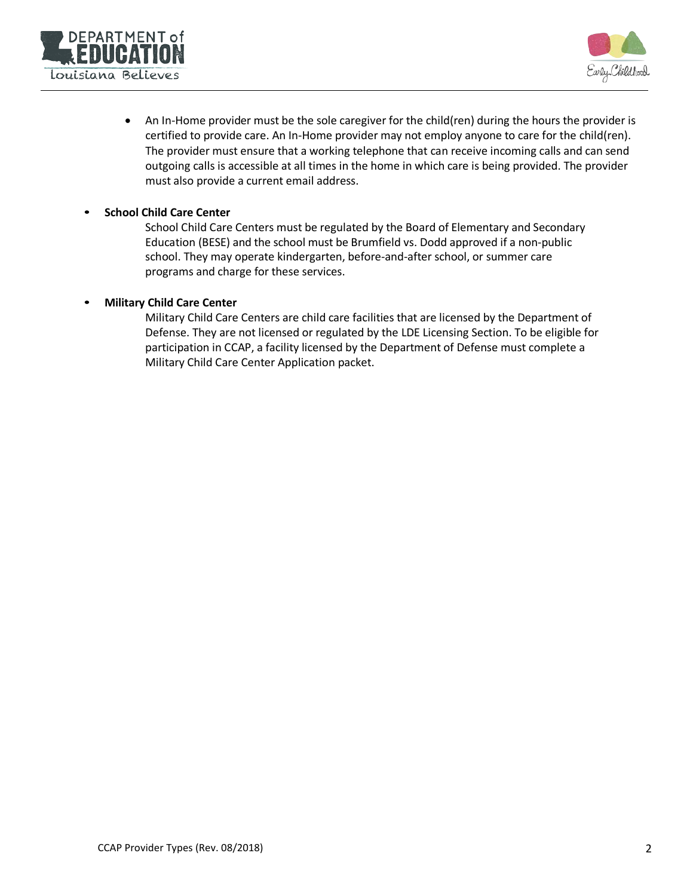- An In-Home provider must be the sole caregiver for the child(ren) during the hours the provider is certified to provide care. An In-Home provider may not employ anyone to care for the child(ren). The provider must ensure that a working telephone that can receive incoming calls and can send outgoing calls is accessible at all times in the home in which care is being provided. The provider must also provide a current email address.

- **School Child Care Center**

  School Child Care Centers must be regulated by the Board of Elementary and Secondary Education (BESE) and the school must be Brumfield vs. Dodd approved if a non-public school. They may operate kindergarten, before-and-after school, or summer care programs and charge for these services.

- **Military Child Care Center**

  Military Child Care Centers are child care facilities that are licensed by the Department of Defense. They are not licensed or regulated by the LDE Licensing Section. To be eligible for participation in CCAP, a facility licensed by the Department of Defense must complete a Military Child Care Center Application packet.